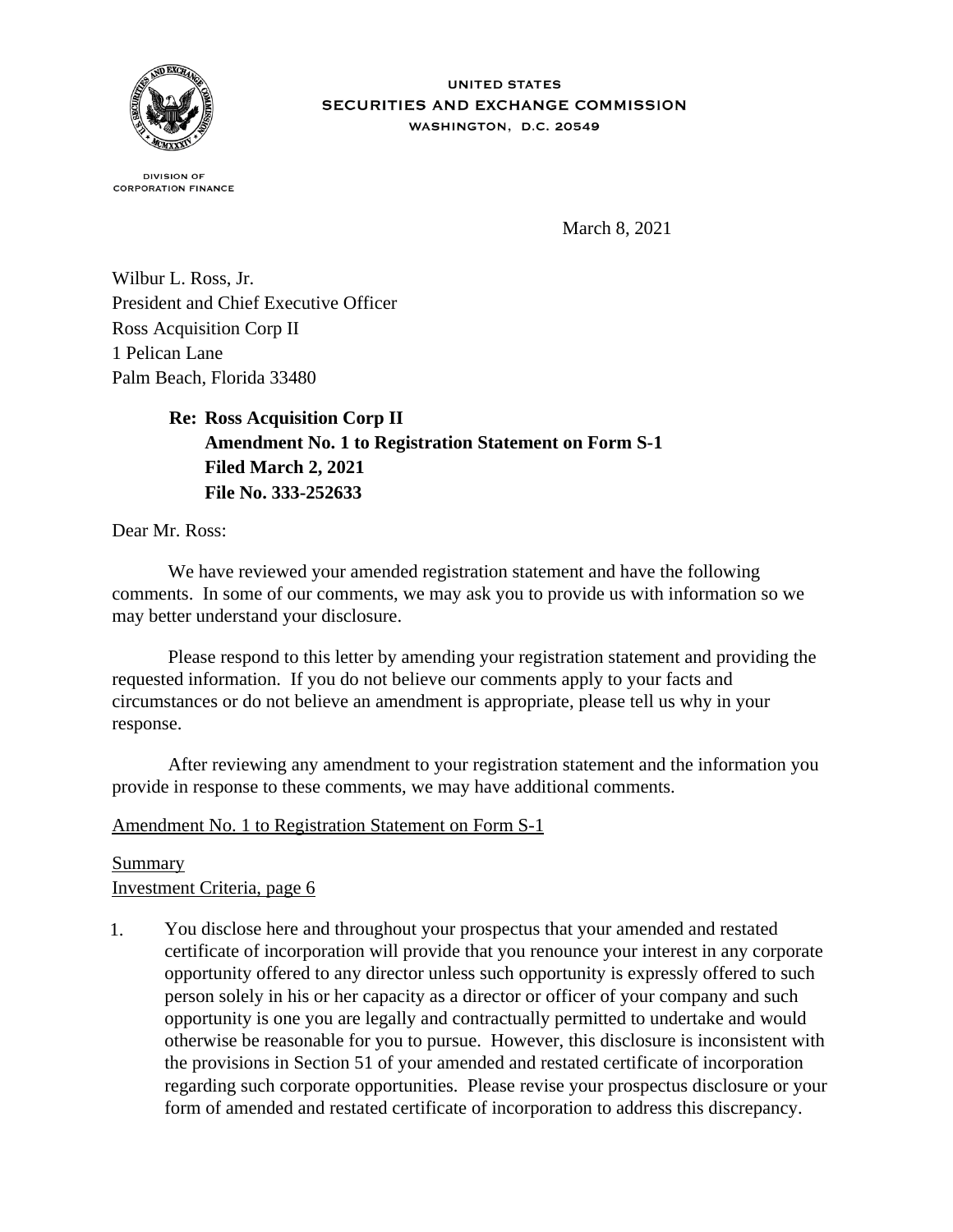UNITED STATES
SECURITIES AND EXCHANGE COMMISSION
WASHINGTON, D.C. 20549

DIVISION OF
CORPORATION FINANCE

March 8, 2021

Wilbur L. Ross, Jr.
President and Chief Executive Officer
Ross Acquisition Corp II
1 Pelican Lane
Palm Beach, Florida 33480

**Re: Ross Acquisition Corp II**
**Amendment No. 1 to Registration Statement on Form S-1**
**Filed March 2, 2021**
**File No. 333-252633**

Dear Mr. Ross:

We have reviewed your amended registration statement and have the following comments. In some of our comments, we may ask you to provide us with information so we may better understand your disclosure.

Please respond to this letter by amending your registration statement and providing the requested information. If you do not believe our comments apply to your facts and circumstances or do not believe an amendment is appropriate, please tell us why in your response.

After reviewing any amendment to your registration statement and the information you provide in response to these comments, we may have additional comments.

Amendment No. 1 to Registration Statement on Form S-1

Summary
Investment Criteria, page 6

1. You disclose here and throughout your prospectus that your amended and restated certificate of incorporation will provide that you renounce your interest in any corporate opportunity offered to any director unless such opportunity is expressly offered to such person solely in his or her capacity as a director or officer of your company and such opportunity is one you are legally and contractually permitted to undertake and would otherwise be reasonable for you to pursue. However, this disclosure is inconsistent with the provisions in Section 51 of your amended and restated certificate of incorporation regarding such corporate opportunities. Please revise your prospectus disclosure or your form of amended and restated certificate of incorporation to address this discrepancy.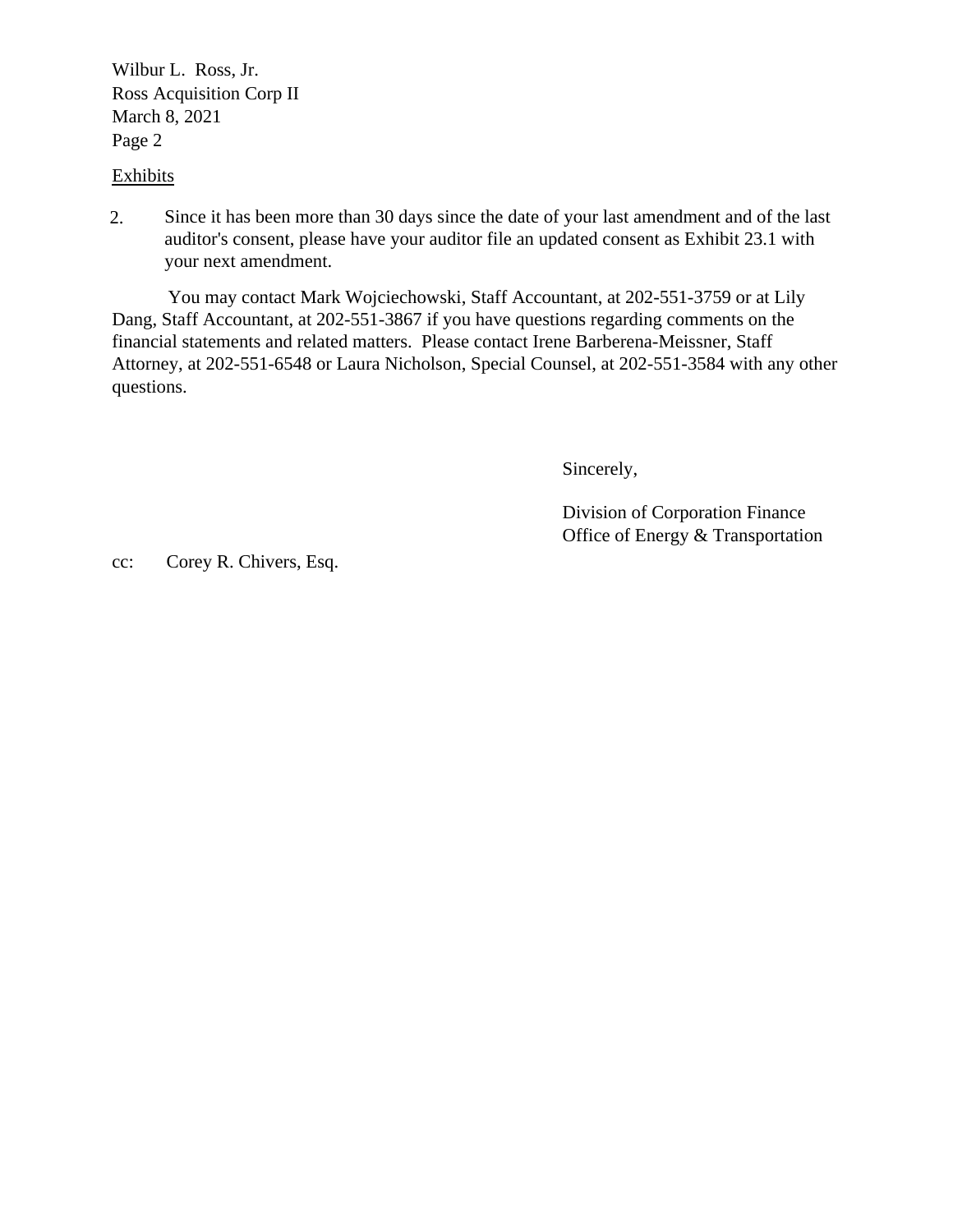Exhibits

2. Since it has been more than 30 days since the date of your last amendment and of the last auditor's consent, please have your auditor file an updated consent as Exhibit 23.1 with your next amendment.

You may contact Mark Wojciechowski, Staff Accountant, at 202-551-3759 or at Lily Dang, Staff Accountant, at 202-551-3867 if you have questions regarding comments on the financial statements and related matters. Please contact Irene Barberena-Meissner, Staff Attorney, at 202-551-6548 or Laura Nicholson, Special Counsel, at 202-551-3584 with any other questions.

Sincerely,

Division of Corporation Finance
Office of Energy & Transportation

cc: Corey R. Chivers, Esq.